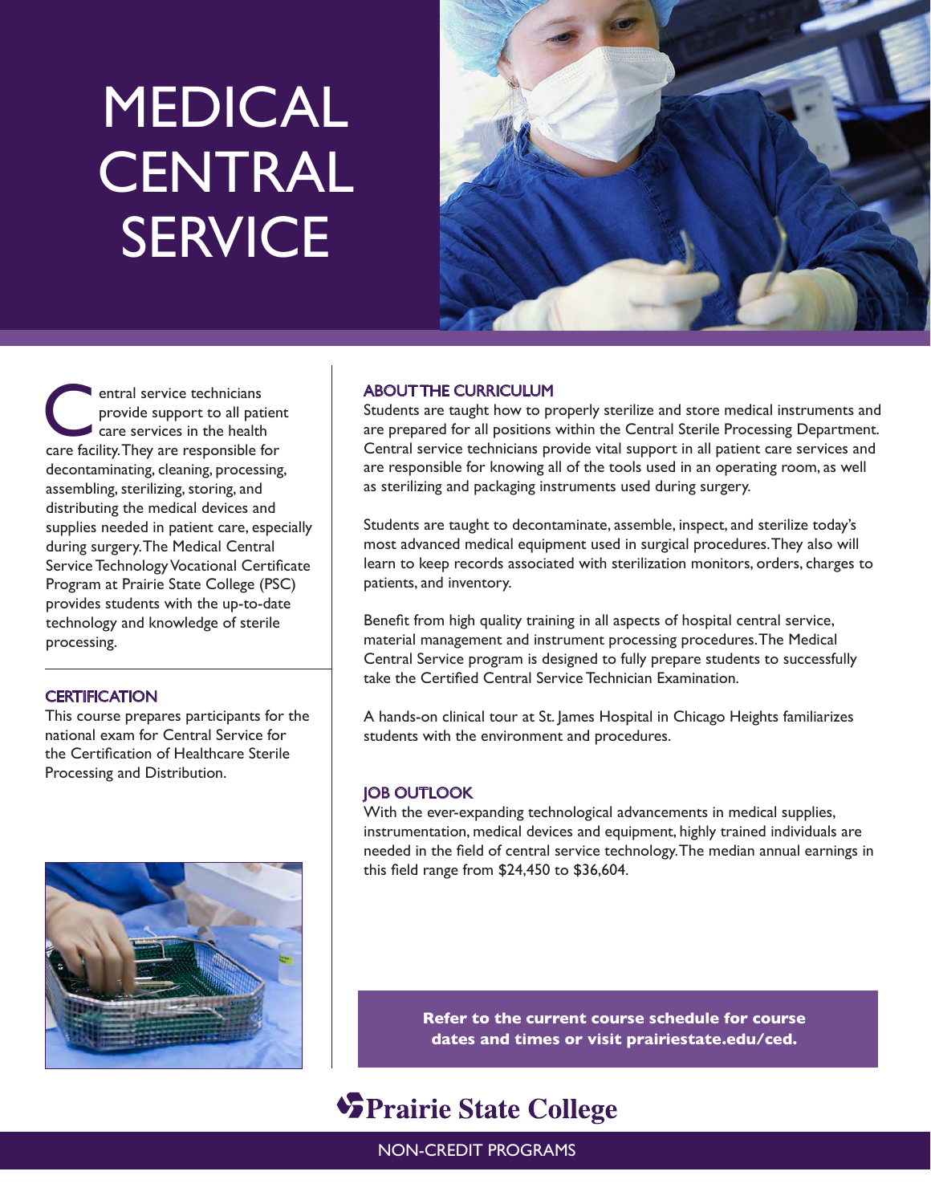# MEDICAL CENTRAL SERVICE

Central service technicians provide support to all patient care services in the health care facility. They are responsible for decontaminating, cleaning, processing, assembling, sterilizing, storing, and distributing the medical devices and supplies needed in patient care, especially during surgery. The Medical Central Service Technology Vocational Certificate Program at Prairie State College (PSC) provides students with the up-to-date technology and knowledge of sterile processing.

## CERTIFICATION

This course prepares participants for the national exam for Central Service for the Certification of Healthcare Sterile Processing and Distribution.

## ABOUT THE CURRICULUM

Students are taught how to properly sterilize and store medical instruments and are prepared for all positions within the Central Sterile Processing Department. Central service technicians provide vital support in all patient care services and are responsible for knowing all of the tools used in an operating room, as well as sterilizing and packaging instruments used during surgery.

Students are taught to decontaminate, assemble, inspect, and sterilize today's most advanced medical equipment used in surgical procedures. They also will learn to keep records associated with sterilization monitors, orders, charges to patients, and inventory.

Benefit from high quality training in all aspects of hospital central service, material management and instrument processing procedures. The Medical Central Service program is designed to fully prepare students to successfully take the Certified Central Service Technician Examination.

A hands-on clinical tour at St. James Hospital in Chicago Heights familiarizes students with the environment and procedures.

## JOB OUTLOOK

With the ever-expanding technological advancements in medical supplies, instrumentation, medical devices and equipment, highly trained individuals are needed in the field of central service technology. The median annual earnings in this field range from $24,450 to $36,604.

**Refer to the current course schedule for course dates and times or visit prairiestate.edu/ced.**

Prairie State College

NON-CREDIT PROGRAMS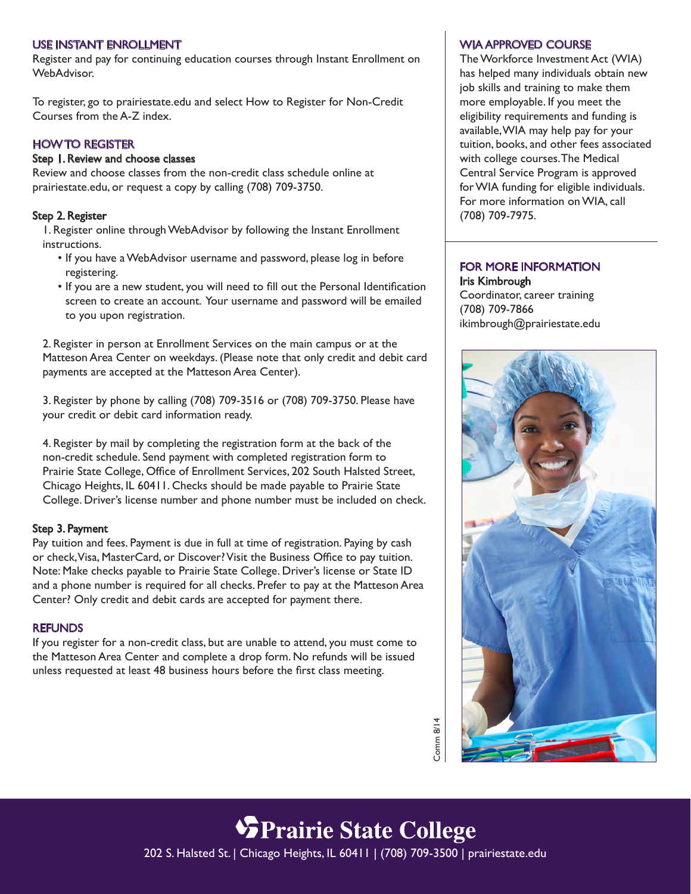## USE INSTANT ENROLLMENT

Register and pay for continuing education courses through Instant Enrollment on WebAdvisor.

To register, go to prairiestate.edu and select How to Register for Non-Credit Courses from the A-Z index.

## HOW TO REGISTER

### Step 1. Review and choose classes

Review and choose classes from the non-credit class schedule online at prairiestate.edu, or request a copy by calling (708) 709-3750.

### Step 2. Register

1. Register online through WebAdvisor by following the Instant Enrollment instructions.
   - If you have a WebAdvisor username and password, please log in before registering.
   - If you are a new student, you will need to fill out the Personal Identification screen to create an account. Your username and password will be emailed to you upon registration.

2. Register in person at Enrollment Services on the main campus or at the Matteson Area Center on weekdays. (Please note that only credit and debit card payments are accepted at the Matteson Area Center).

3. Register by phone by calling (708) 709-3516 or (708) 709-3750. Please have your credit or debit card information ready.

4. Register by mail by completing the registration form at the back of the non-credit schedule. Send payment with completed registration form to Prairie State College, Office of Enrollment Services, 202 South Halsted Street, Chicago Heights, IL 60411. Checks should be made payable to Prairie State College. Driver's license number and phone number must be included on check.

### Step 3. Payment

Pay tuition and fees. Payment is due in full at time of registration. Paying by cash or check, Visa, MasterCard, or Discover? Visit the Business Office to pay tuition. Note: Make checks payable to Prairie State College. Driver's license or State ID and a phone number is required for all checks. Prefer to pay at the Matteson Area Center? Only credit and debit cards are accepted for payment there.

## REFUNDS

If you register for a non-credit class, but are unable to attend, you must come to the Matteson Area Center and complete a drop form. No refunds will be issued unless requested at least 48 business hours before the first class meeting.

## WIA APPROVED COURSE

The Workforce Investment Act (WIA) has helped many individuals obtain new job skills and training to make them more employable. If you meet the eligibility requirements and funding is available, WIA may help pay for your tuition, books, and other fees associated with college courses. The Medical Central Service Program is approved for WIA funding for eligible individuals. For more information on WIA, call (708) 709-7975.

## FOR MORE INFORMATION

**Iris Kimbrough**
Coordinator, career training
(708) 709-7866
ikimbrough@prairiestate.edu

Comm 8/14

**Prairie State College**

202 S. Halsted St. | Chicago Heights, IL 60411 | (708) 709-3500 | prairiestate.edu